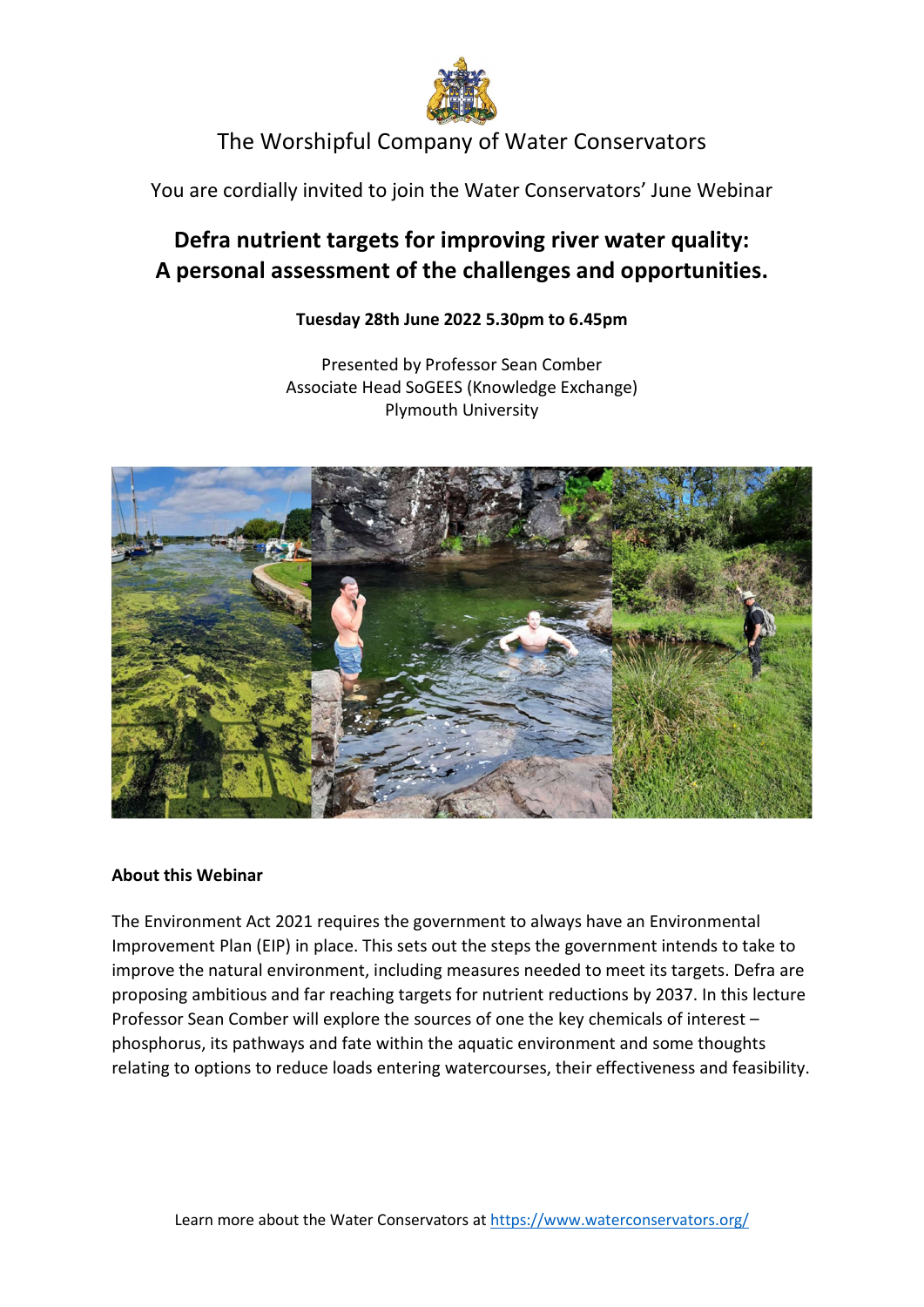The Worshipful Company of Water Conservators

You are cordially invited to join the Water Conservators' June Webinar

# Defra nutrient targets for improving river water quality: A personal assessment of the challenges and opportunities.

**Tuesday 28th June 2022 5.30pm to 6.45pm**

Presented by Professor Sean Comber
Associate Head SoGEES (Knowledge Exchange)
Plymouth University

**About this Webinar**

The Environment Act 2021 requires the government to always have an Environmental Improvement Plan (EIP) in place. This sets out the steps the government intends to take to improve the natural environment, including measures needed to meet its targets. Defra are proposing ambitious and far reaching targets for nutrient reductions by 2037. In this lecture Professor Sean Comber will explore the sources of one the key chemicals of interest – phosphorus, its pathways and fate within the aquatic environment and some thoughts relating to options to reduce loads entering watercourses, their effectiveness and feasibility.

Learn more about the Water Conservators at https://www.waterconservators.org/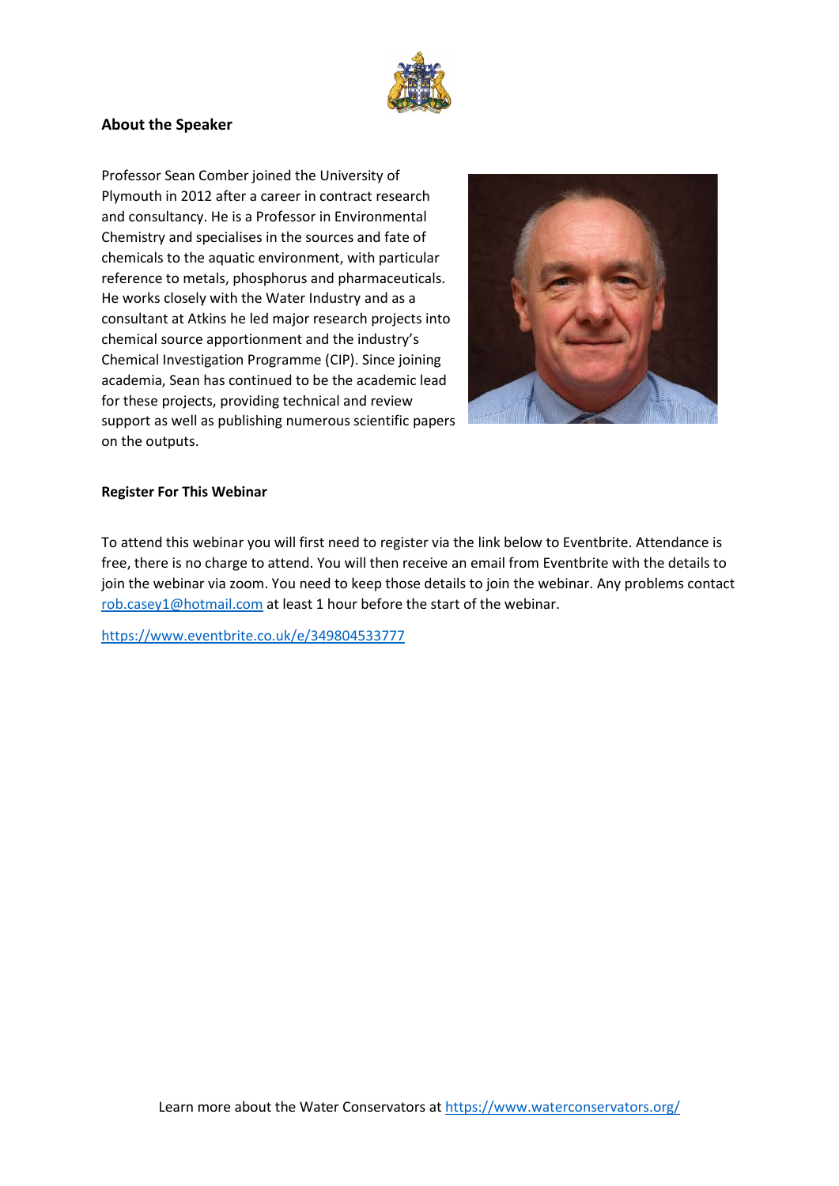## About the Speaker

Professor Sean Comber joined the University of Plymouth in 2012 after a career in contract research and consultancy. He is a Professor in Environmental Chemistry and specialises in the sources and fate of chemicals to the aquatic environment, with particular reference to metals, phosphorus and pharmaceuticals. He works closely with the Water Industry and as a consultant at Atkins he led major research projects into chemical source apportionment and the industry's Chemical Investigation Programme (CIP). Since joining academia, Sean has continued to be the academic lead for these projects, providing technical and review support as well as publishing numerous scientific papers on the outputs.

## Register For This Webinar

To attend this webinar you will first need to register via the link below to Eventbrite. Attendance is free, there is no charge to attend. You will then receive an email from Eventbrite with the details to join the webinar via zoom. You need to keep those details to join the webinar. Any problems contact rob.casey1@hotmail.com at least 1 hour before the start of the webinar.

https://www.eventbrite.co.uk/e/349804533777

Learn more about the Water Conservators at https://www.waterconservators.org/